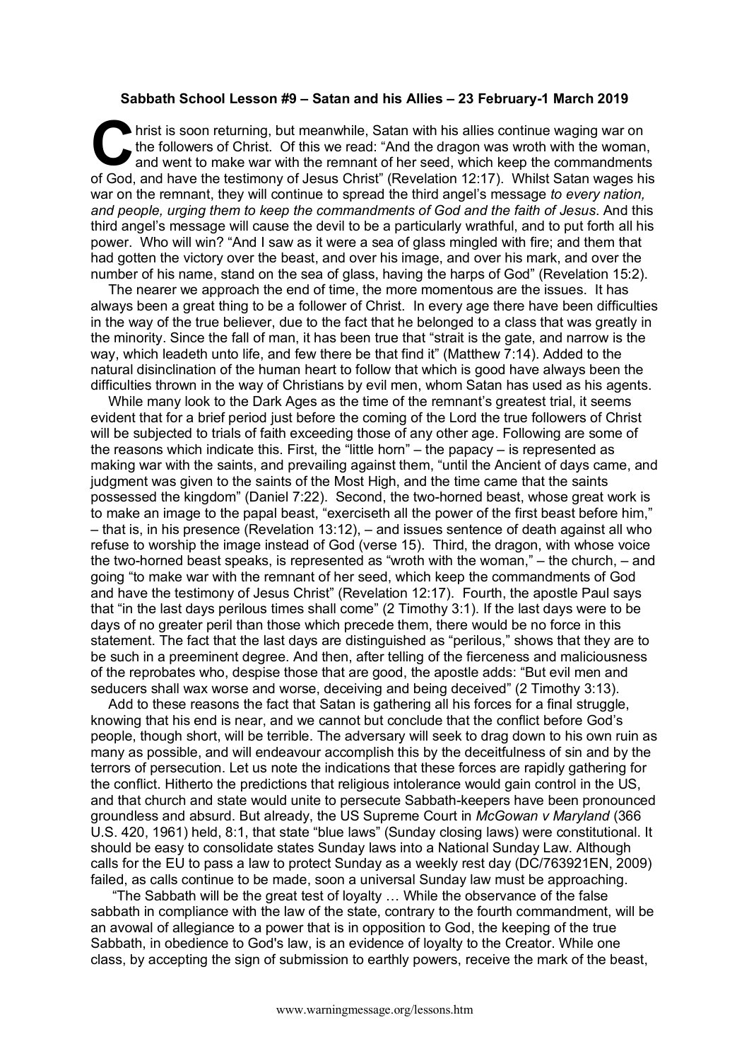**Sabbath School Lesson #9 – Satan and his Allies – 23 February-1 March 2019**

Christ is soon returning, but meanwhile, Satan with his allies continue waging war on the followers of Christ. Of this we read: "And the dragon was wroth with the woman, and went to make war with the remnant of her seed, which keep the commandments of God, and have the testimony of Jesus Christ" (Revelation 12:17). Whilst Satan wages his war on the remnant, they will continue to spread the third angel's message *to every nation, and people, urging them to keep the commandments of God and the faith of Jesus*. And this third angel's message will cause the devil to be a particularly wrathful, and to put forth all his power. Who will win? "And I saw as it were a sea of glass mingled with fire; and them that had gotten the victory over the beast, and over his image, and over his mark, and over the number of his name, stand on the sea of glass, having the harps of God" (Revelation 15:2).

The nearer we approach the end of time, the more momentous are the issues. It has always been a great thing to be a follower of Christ. In every age there have been difficulties in the way of the true believer, due to the fact that he belonged to a class that was greatly in the minority. Since the fall of man, it has been true that "strait is the gate, and narrow is the way, which leadeth unto life, and few there be that find it" (Matthew 7:14). Added to the natural disinclination of the human heart to follow that which is good have always been the difficulties thrown in the way of Christians by evil men, whom Satan has used as his agents.

While many look to the Dark Ages as the time of the remnant's greatest trial, it seems evident that for a brief period just before the coming of the Lord the true followers of Christ will be subjected to trials of faith exceeding those of any other age. Following are some of the reasons which indicate this. First, the "little horn" – the papacy – is represented as making war with the saints, and prevailing against them, "until the Ancient of days came, and judgment was given to the saints of the Most High, and the time came that the saints possessed the kingdom" (Daniel 7:22). Second, the two-horned beast, whose great work is to make an image to the papal beast, "exerciseth all the power of the first beast before him," – that is, in his presence (Revelation 13:12), – and issues sentence of death against all who refuse to worship the image instead of God (verse 15). Third, the dragon, with whose voice the two-horned beast speaks, is represented as "wroth with the woman," – the church, – and going "to make war with the remnant of her seed, which keep the commandments of God and have the testimony of Jesus Christ" (Revelation 12:17). Fourth, the apostle Paul says that "in the last days perilous times shall come" (2 Timothy 3:1). If the last days were to be days of no greater peril than those which precede them, there would be no force in this statement. The fact that the last days are distinguished as "perilous," shows that they are to be such in a preeminent degree. And then, after telling of the fierceness and maliciousness of the reprobates who, despise those that are good, the apostle adds: "But evil men and seducers shall wax worse and worse, deceiving and being deceived" (2 Timothy 3:13).

Add to these reasons the fact that Satan is gathering all his forces for a final struggle, knowing that his end is near, and we cannot but conclude that the conflict before God's people, though short, will be terrible. The adversary will seek to drag down to his own ruin as many as possible, and will endeavour accomplish this by the deceitfulness of sin and by the terrors of persecution. Let us note the indications that these forces are rapidly gathering for the conflict. Hitherto the predictions that religious intolerance would gain control in the US, and that church and state would unite to persecute Sabbath-keepers have been pronounced groundless and absurd. But already, the US Supreme Court in *McGowan v Maryland* (366 U.S. 420, 1961) held, 8:1, that state "blue laws" (Sunday closing laws) were constitutional. It should be easy to consolidate states Sunday laws into a National Sunday Law. Although calls for the EU to pass a law to protect Sunday as a weekly rest day (DC/763921EN, 2009) failed, as calls continue to be made, soon a universal Sunday law must be approaching.

"The Sabbath will be the great test of loyalty … While the observance of the false sabbath in compliance with the law of the state, contrary to the fourth commandment, will be an avowal of allegiance to a power that is in opposition to God, the keeping of the true Sabbath, in obedience to God's law, is an evidence of loyalty to the Creator. While one class, by accepting the sign of submission to earthly powers, receive the mark of the beast,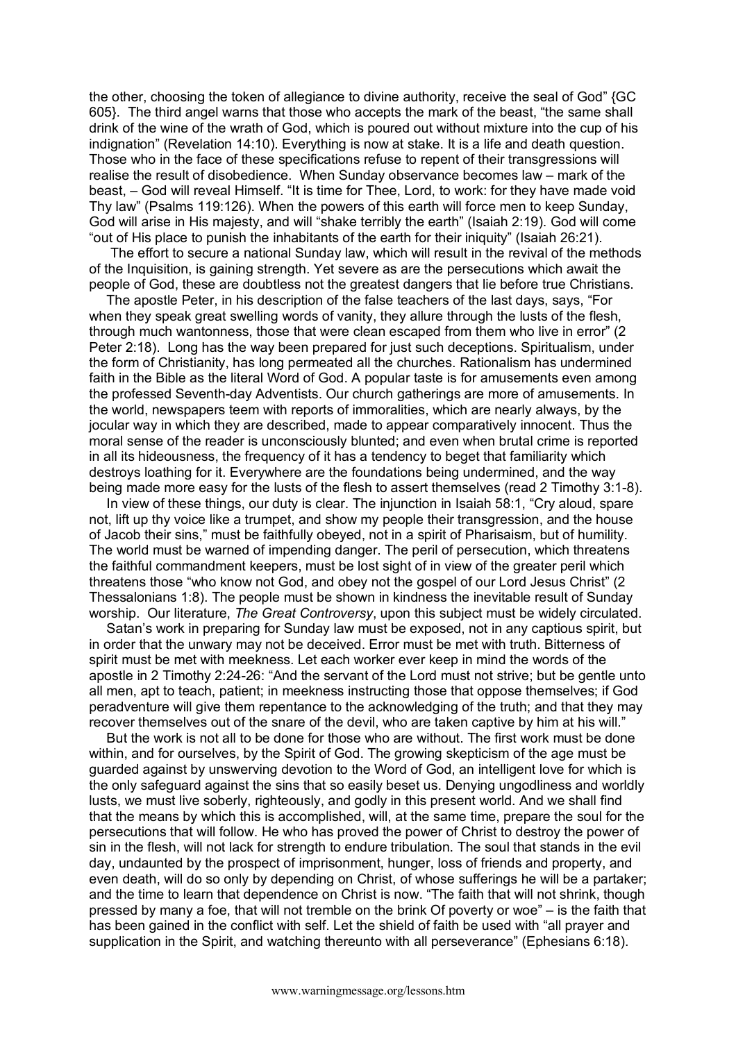the other, choosing the token of allegiance to divine authority, receive the seal of God" {GC 605}. The third angel warns that those who accepts the mark of the beast, "the same shall drink of the wine of the wrath of God, which is poured out without mixture into the cup of his indignation" (Revelation 14:10). Everything is now at stake. It is a life and death question. Those who in the face of these specifications refuse to repent of their transgressions will realise the result of disobedience. When Sunday observance becomes law – mark of the beast, – God will reveal Himself. "It is time for Thee, Lord, to work: for they have made void Thy law" (Psalms 119:126). When the powers of this earth will force men to keep Sunday, God will arise in His majesty, and will "shake terribly the earth" (Isaiah 2:19). God will come "out of His place to punish the inhabitants of the earth for their iniquity" (Isaiah 26:21).

The effort to secure a national Sunday law, which will result in the revival of the methods of the Inquisition, is gaining strength. Yet severe as are the persecutions which await the people of God, these are doubtless not the greatest dangers that lie before true Christians.

The apostle Peter, in his description of the false teachers of the last days, says, "For when they speak great swelling words of vanity, they allure through the lusts of the flesh, through much wantonness, those that were clean escaped from them who live in error" (2 Peter 2:18). Long has the way been prepared for just such deceptions. Spiritualism, under the form of Christianity, has long permeated all the churches. Rationalism has undermined faith in the Bible as the literal Word of God. A popular taste is for amusements even among the professed Seventh-day Adventists. Our church gatherings are more of amusements. In the world, newspapers teem with reports of immoralities, which are nearly always, by the jocular way in which they are described, made to appear comparatively innocent. Thus the moral sense of the reader is unconsciously blunted; and even when brutal crime is reported in all its hideousness, the frequency of it has a tendency to beget that familiarity which destroys loathing for it. Everywhere are the foundations being undermined, and the way being made more easy for the lusts of the flesh to assert themselves (read 2 Timothy 3:1-8).

In view of these things, our duty is clear. The injunction in Isaiah 58:1, "Cry aloud, spare not, lift up thy voice like a trumpet, and show my people their transgression, and the house of Jacob their sins," must be faithfully obeyed, not in a spirit of Pharisaism, but of humility. The world must be warned of impending danger. The peril of persecution, which threatens the faithful commandment keepers, must be lost sight of in view of the greater peril which threatens those "who know not God, and obey not the gospel of our Lord Jesus Christ" (2 Thessalonians 1:8). The people must be shown in kindness the inevitable result of Sunday worship. Our literature, *The Great Controversy*, upon this subject must be widely circulated.

Satan's work in preparing for Sunday law must be exposed, not in any captious spirit, but in order that the unwary may not be deceived. Error must be met with truth. Bitterness of spirit must be met with meekness. Let each worker ever keep in mind the words of the apostle in 2 Timothy 2:24-26: "And the servant of the Lord must not strive; but be gentle unto all men, apt to teach, patient; in meekness instructing those that oppose themselves; if God peradventure will give them repentance to the acknowledging of the truth; and that they may recover themselves out of the snare of the devil, who are taken captive by him at his will."

But the work is not all to be done for those who are without. The first work must be done within, and for ourselves, by the Spirit of God. The growing skepticism of the age must be guarded against by unswerving devotion to the Word of God, an intelligent love for which is the only safeguard against the sins that so easily beset us. Denying ungodliness and worldly lusts, we must live soberly, righteously, and godly in this present world. And we shall find that the means by which this is accomplished, will, at the same time, prepare the soul for the persecutions that will follow. He who has proved the power of Christ to destroy the power of sin in the flesh, will not lack for strength to endure tribulation. The soul that stands in the evil day, undaunted by the prospect of imprisonment, hunger, loss of friends and property, and even death, will do so only by depending on Christ, of whose sufferings he will be a partaker; and the time to learn that dependence on Christ is now. "The faith that will not shrink, though pressed by many a foe, that will not tremble on the brink Of poverty or woe" – is the faith that has been gained in the conflict with self. Let the shield of faith be used with "all prayer and supplication in the Spirit, and watching thereunto with all perseverance" (Ephesians 6:18).